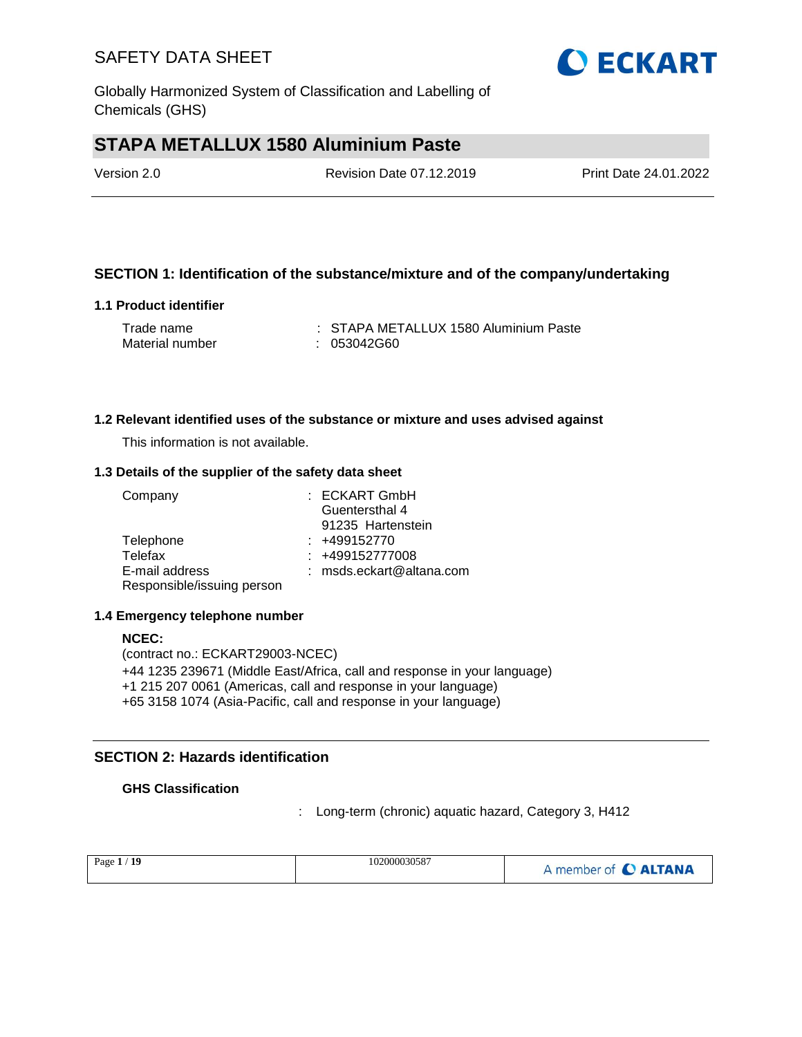# STAPA METALLUX 1580 Aluminium Paste

Version 2.0 | Revision Date 07.12.2019 | Print Date 24.01.2022

## SECTION 1: Identification of the substance/mixture and of the company/undertaking

### 1.1 Product identifier

Trade name : STAPA METALLUX 1580 Aluminium Paste
Material number : 053042G60

### 1.2 Relevant identified uses of the substance or mixture and uses advised against

This information is not available.

### 1.3 Details of the supplier of the safety data sheet

Company : ECKART GmbH
Guentersthal 4
91235 Hartenstein
Telephone : +499152770
Telefax : +499152777008
E-mail address : msds.eckart@altana.com
Responsible/issuing person

### 1.4 Emergency telephone number

**NCEC:**
(contract no.: ECKART29003-NCEC)
+44 1235 239671 (Middle East/Africa, call and response in your language)
+1 215 207 0061 (Americas, call and response in your language)
+65 3158 1074 (Asia-Pacific, call and response in your language)

## SECTION 2: Hazards identification

**GHS Classification**

: Long-term (chronic) aquatic hazard, Category 3, H412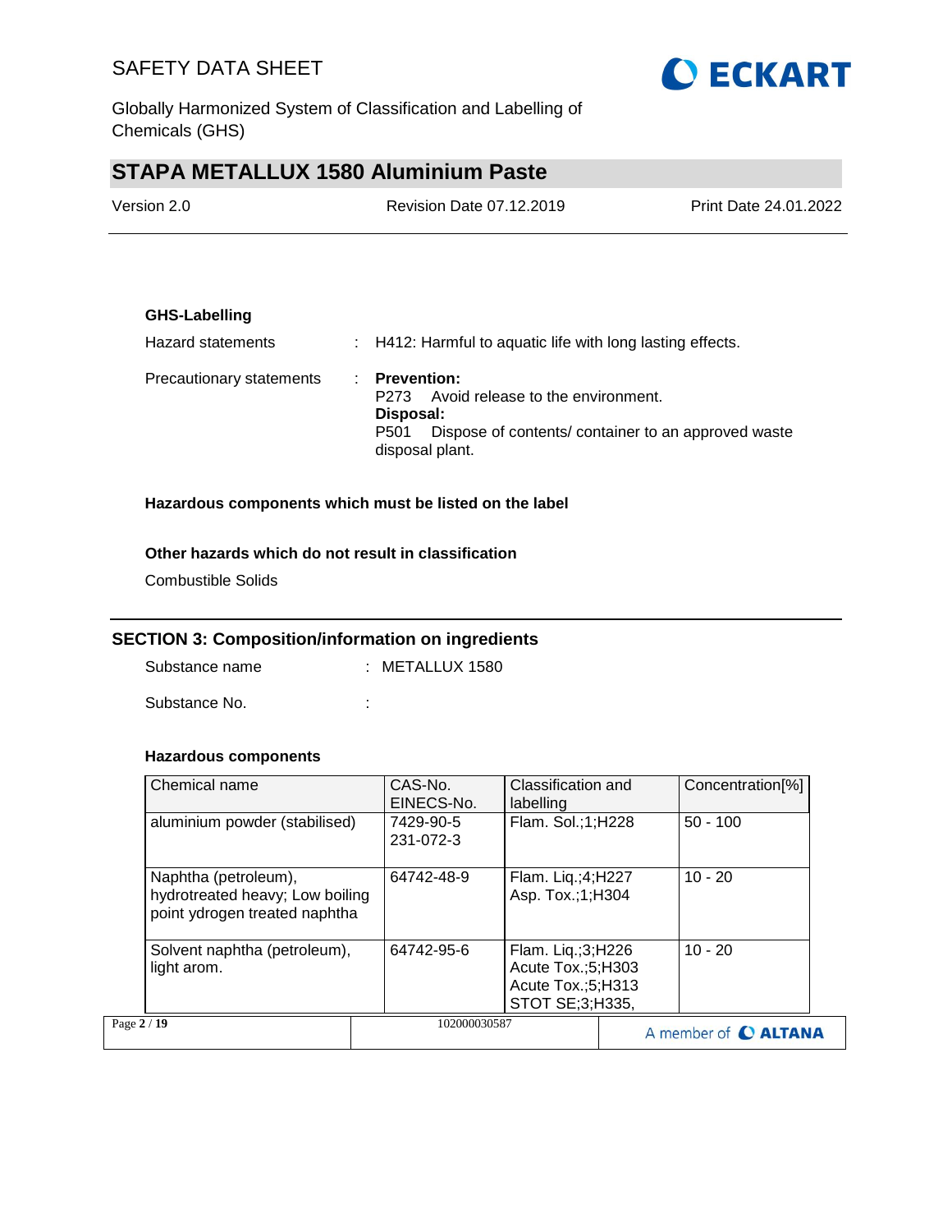**GHS-Labelling**

Hazard statements : H412: Harmful to aquatic life with long lasting effects.

Precautionary statements : **Prevention:**
P273 Avoid release to the environment.
**Disposal:**
P501 Dispose of contents/ container to an approved waste disposal plant.

**Hazardous components which must be listed on the label**

**Other hazards which do not result in classification**

Combustible Solids

## SECTION 3: Composition/information on ingredients

Substance name : METALLUX 1580

Substance No. :

**Hazardous components**

| Chemical name | CAS-No. EINECS-No. | Classification and labelling | Concentration[%] |
|---|---|---|---|
| aluminium powder (stabilised) | 7429-90-5 231-072-3 | Flam. Sol.;1;H228 | 50 - 100 |
| Naphtha (petroleum), hydrotreated heavy; Low boiling point ydrogen treated naphtha | 64742-48-9 | Flam. Liq.;4;H227 Asp. Tox.;1;H304 | 10 - 20 |
| Solvent naphtha (petroleum), light arom. | 64742-95-6 | Flam. Liq.;3;H226 Acute Tox.;5;H303 Acute Tox.;5;H313 STOT SE;3;H335, | 10 - 20 |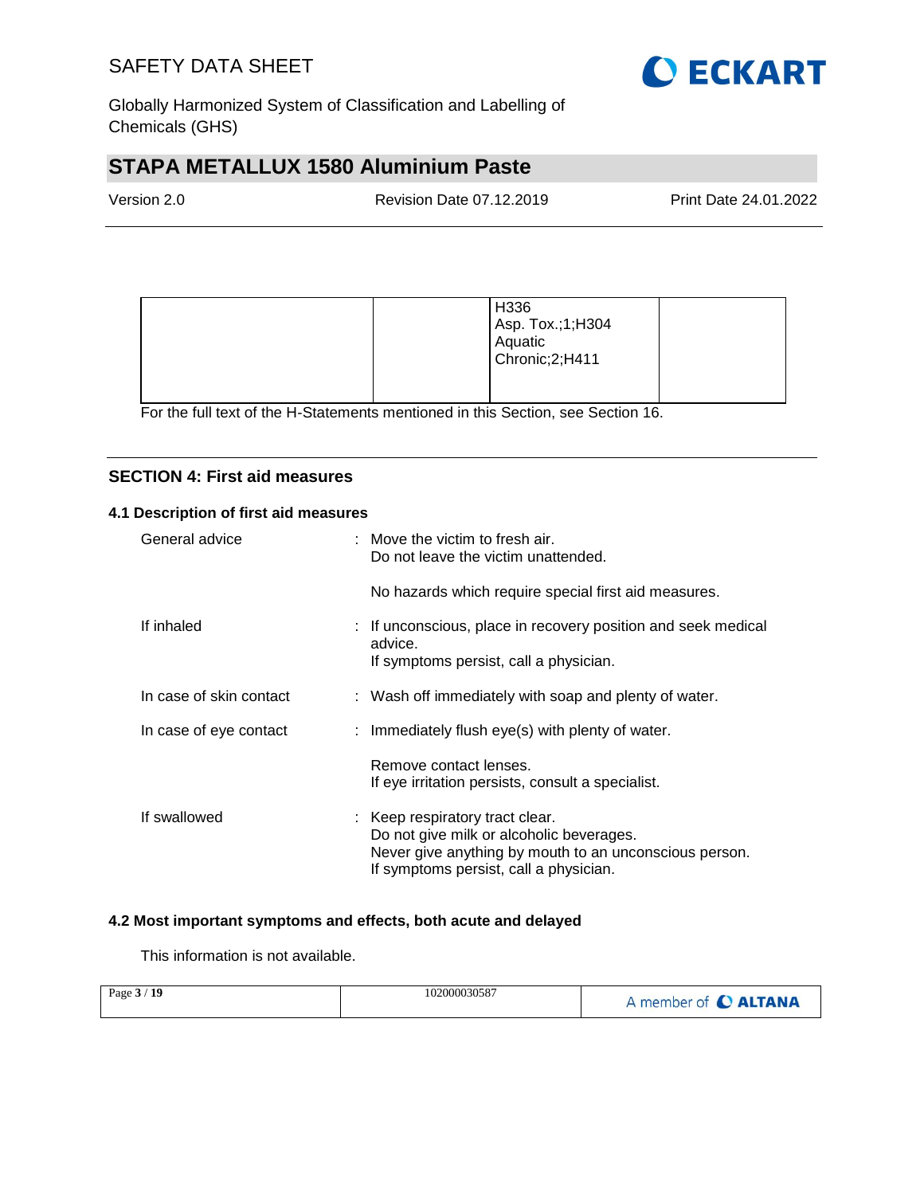| | | | |
|---|---|---|---|
| | | H336<br>Asp. Tox.;1;H304<br>Aquatic Chronic;2;H411 | |

For the full text of the H-Statements mentioned in this Section, see Section 16.

## SECTION 4: First aid measures

### 4.1 Description of first aid measures

General advice : Move the victim to fresh air.
Do not leave the victim unattended.

No hazards which require special first aid measures.

If inhaled : If unconscious, place in recovery position and seek medical advice.
If symptoms persist, call a physician.

In case of skin contact : Wash off immediately with soap and plenty of water.

In case of eye contact : Immediately flush eye(s) with plenty of water.

Remove contact lenses.
If eye irritation persists, consult a specialist.

If swallowed : Keep respiratory tract clear.
Do not give milk or alcoholic beverages.
Never give anything by mouth to an unconscious person.
If symptoms persist, call a physician.

### 4.2 Most important symptoms and effects, both acute and delayed

This information is not available.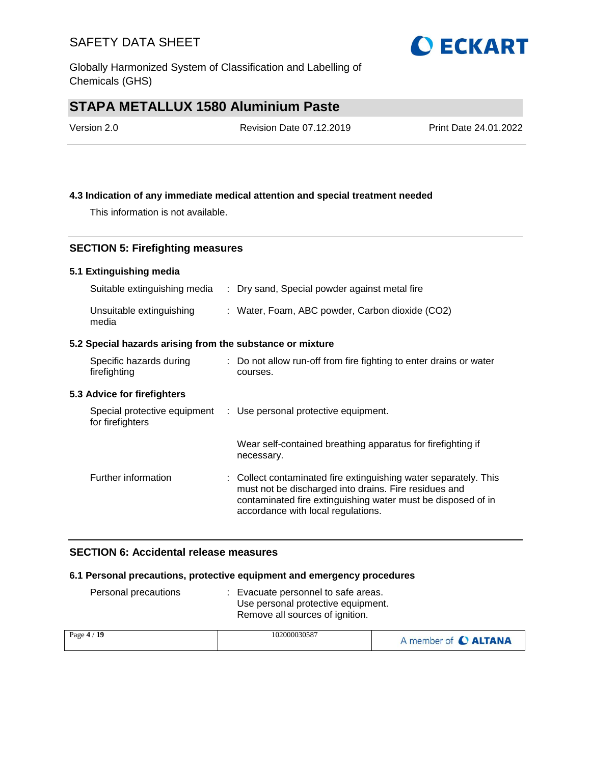### 4.3 Indication of any immediate medical attention and special treatment needed

This information is not available.

## SECTION 5: Firefighting measures

### 5.1 Extinguishing media

| | |
|---|---|
| Suitable extinguishing media | : Dry sand, Special powder against metal fire |
| Unsuitable extinguishing media | : Water, Foam, ABC powder, Carbon dioxide ($CO_2$) |

### 5.2 Special hazards arising from the substance or mixture

| | |
|---|---|
| Specific hazards during firefighting | : Do not allow run-off from fire fighting to enter drains or water courses. |

### 5.3 Advice for firefighters

| | |
|---|---|
| Special protective equipment for firefighters | : Use personal protective equipment.<br><br>Wear self-contained breathing apparatus for firefighting if necessary. |
| Further information | : Collect contaminated fire extinguishing water separately. This must not be discharged into drains. Fire residues and contaminated fire extinguishing water must be disposed of in accordance with local regulations. |

## SECTION 6: Accidental release measures

### 6.1 Personal precautions, protective equipment and emergency procedures

| | |
|---|---|
| Personal precautions | : Evacuate personnel to safe areas.<br>Use personal protective equipment.<br>Remove all sources of ignition. |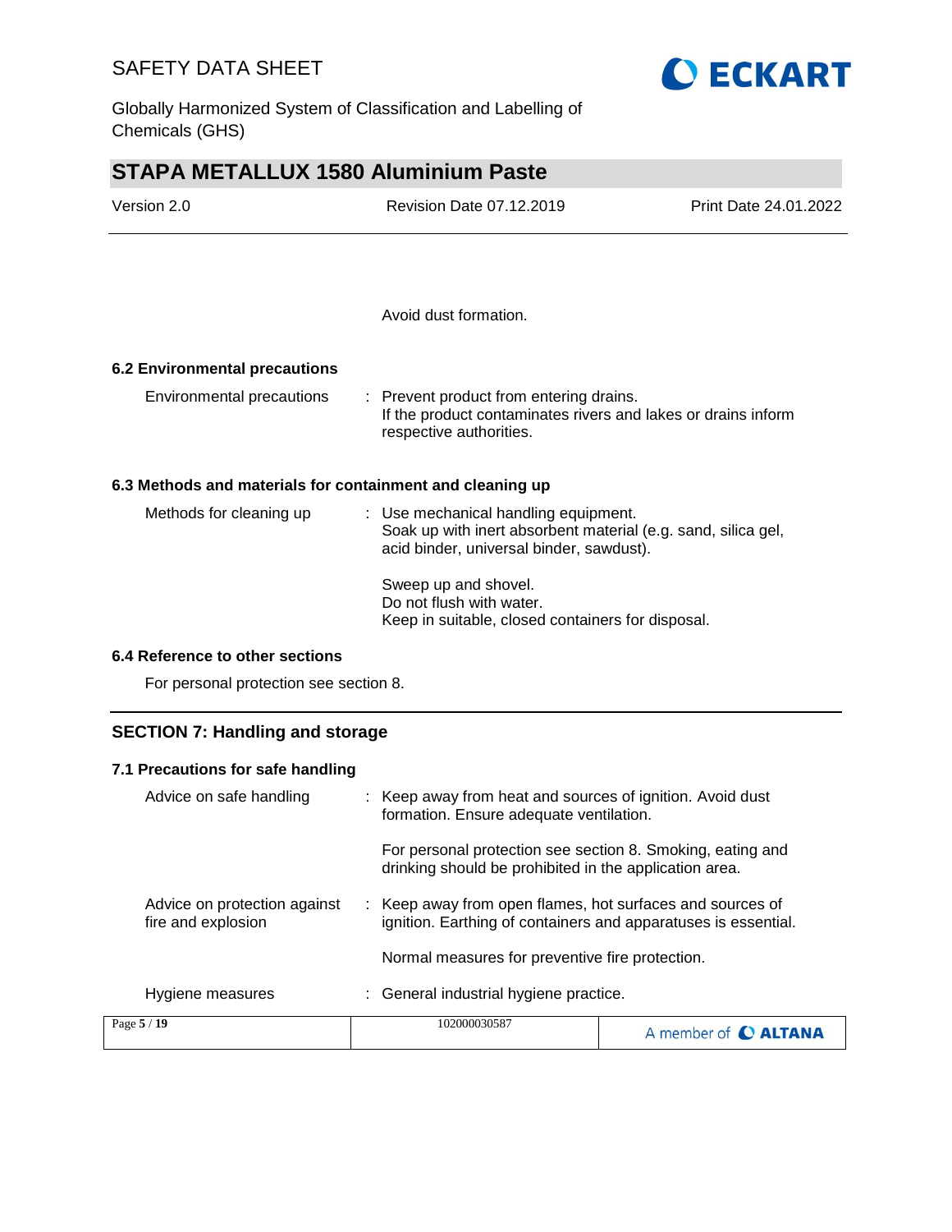Avoid dust formation.

### 6.2 Environmental precautions

| | |
|---|---|
| Environmental precautions | : Prevent product from entering drains.<br>If the product contaminates rivers and lakes or drains inform respective authorities. |

### 6.3 Methods and materials for containment and cleaning up

| | |
|---|---|
| Methods for cleaning up | : Use mechanical handling equipment.<br>Soak up with inert absorbent material (e.g. sand, silica gel, acid binder, universal binder, sawdust).<br><br>Sweep up and shovel.<br>Do not flush with water.<br>Keep in suitable, closed containers for disposal. |

### 6.4 Reference to other sections

For personal protection see section 8.

## SECTION 7: Handling and storage

### 7.1 Precautions for safe handling

| | |
|---|---|
| Advice on safe handling | : Keep away from heat and sources of ignition. Avoid dust formation. Ensure adequate ventilation.<br><br>For personal protection see section 8. Smoking, eating and drinking should be prohibited in the application area. |
| Advice on protection against fire and explosion | : Keep away from open flames, hot surfaces and sources of ignition. Earthing of containers and apparatuses is essential.<br><br>Normal measures for preventive fire protection. |
| Hygiene measures | : General industrial hygiene practice. |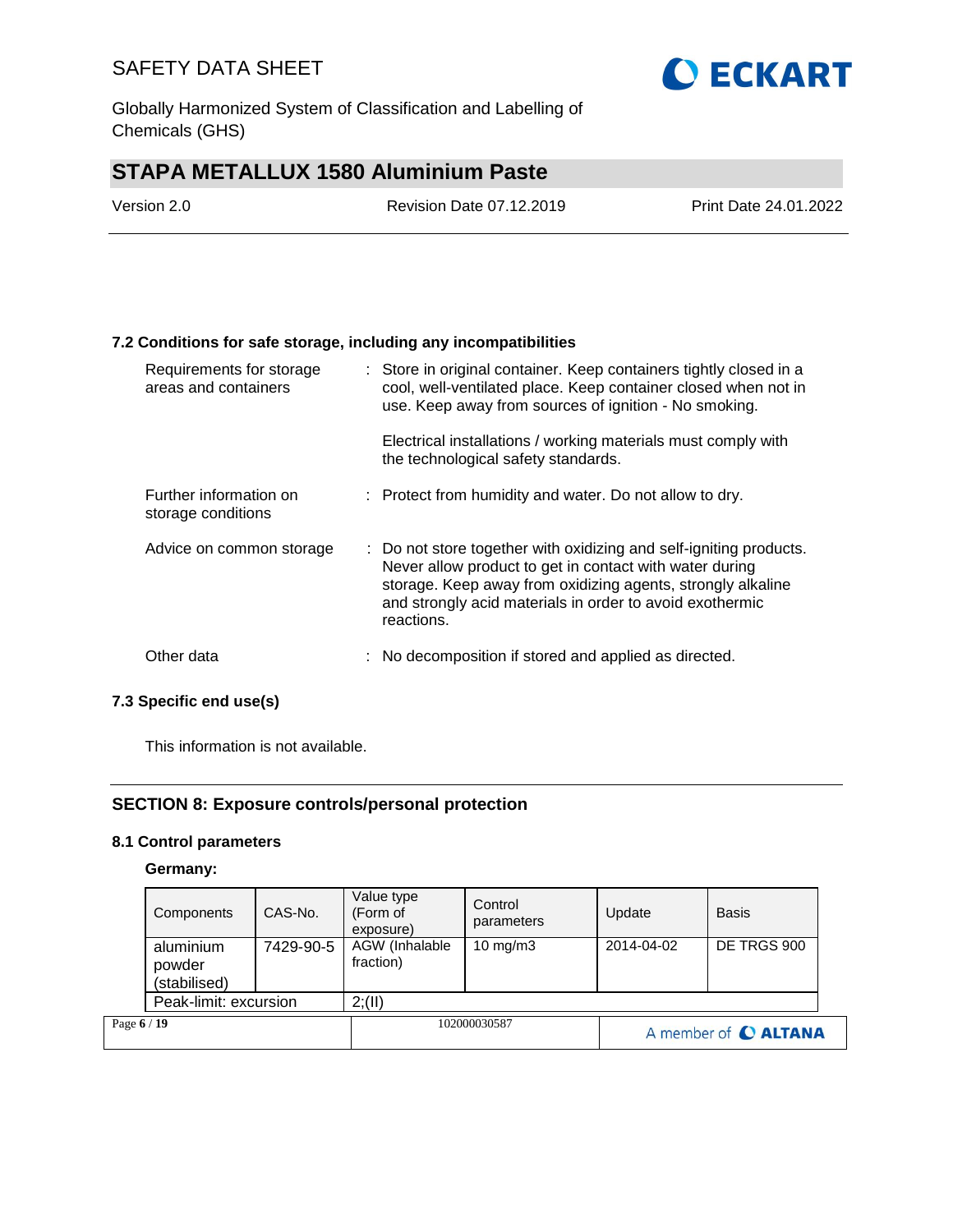### 7.2 Conditions for safe storage, including any incompatibilities

| | |
|---|---|
| Requirements for storage areas and containers | : Store in original container. Keep containers tightly closed in a cool, well-ventilated place. Keep container closed when not in use. Keep away from sources of ignition - No smoking.<br><br>Electrical installations / working materials must comply with the technological safety standards. |
| Further information on storage conditions | : Protect from humidity and water. Do not allow to dry. |
| Advice on common storage | : Do not store together with oxidizing and self-igniting products. Never allow product to get in contact with water during storage. Keep away from oxidizing agents, strongly alkaline and strongly acid materials in order to avoid exothermic reactions. |
| Other data | : No decomposition if stored and applied as directed. |

### 7.3 Specific end use(s)

This information is not available.

## SECTION 8: Exposure controls/personal protection

### 8.1 Control parameters

**Germany:**

| Components | CAS-No. | Value type (Form of exposure) | Control parameters | Update | Basis |
|---|---|---|---|---|---|
| aluminium powder (stabilised) | 7429-90-5 | AGW (Inhalable fraction) | 10 mg/m3 | 2014-04-02 | DE TRGS 900 |
| Peak-limit: excursion | | 2;(II) | | | |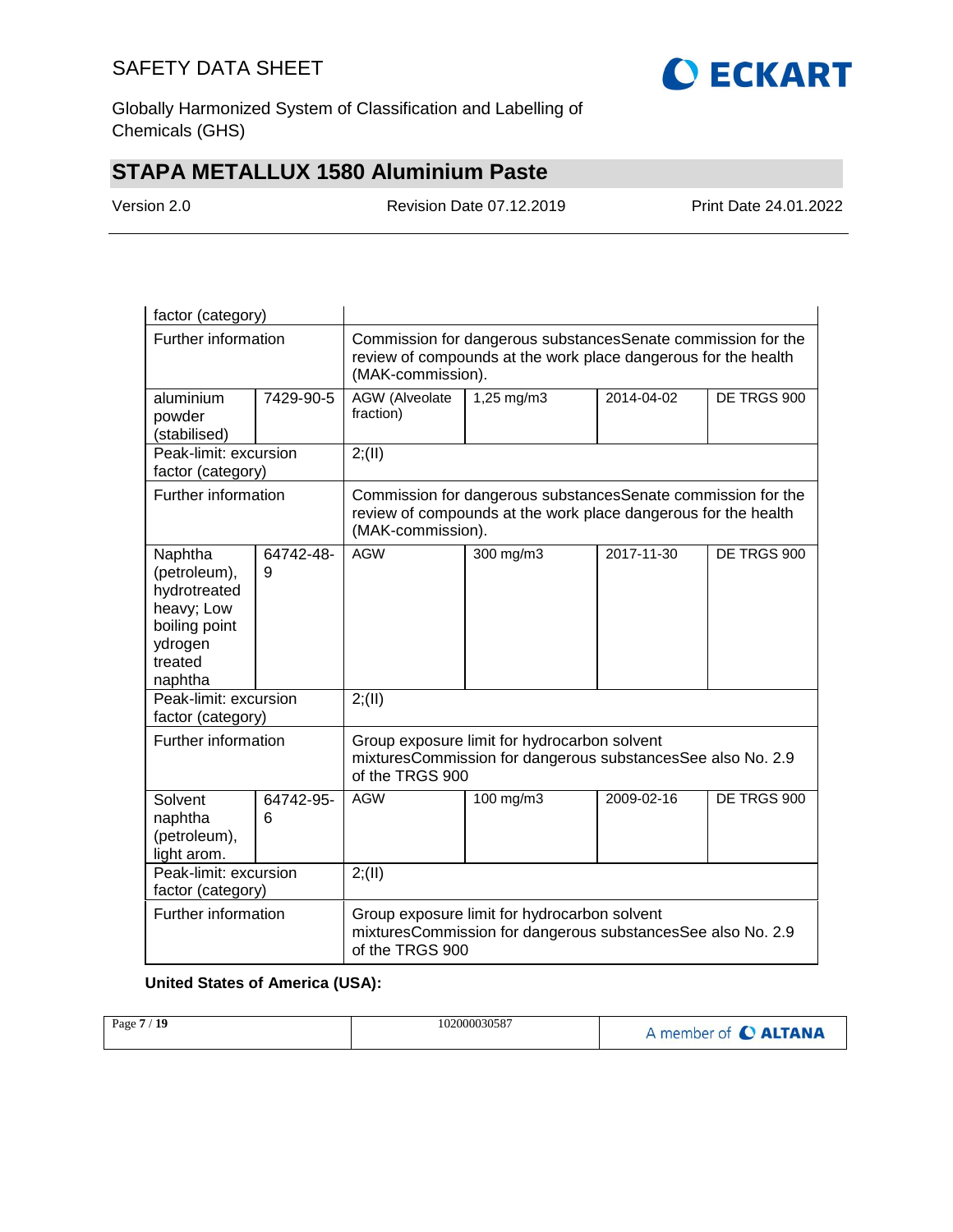| | | | | | |
|---|---|---|---|---|---|
| factor (category) | | | | | |
| Further information | | Commission for dangerous substancesSenate commission for the review of compounds at the work place dangerous for the health (MAK-commission). | | | |
| aluminium powder (stabilised) | 7429-90-5 | AGW (Alveolate fraction) | 1,25 mg/m3 | 2014-04-02 | DE TRGS 900 |
| Peak-limit: excursion factor (category) | | 2;(II) | | | |
| Further information | | Commission for dangerous substancesSenate commission for the review of compounds at the work place dangerous for the health (MAK-commission). | | | |
| Naphtha (petroleum), hydrotreated heavy; Low boiling point ydrogen treated naphtha | 64742-48-9 | AGW | 300 mg/m3 | 2017-11-30 | DE TRGS 900 |
| Peak-limit: excursion factor (category) | | 2;(II) | | | |
| Further information | | Group exposure limit for hydrocarbon solvent mixturesCommission for dangerous substancesSee also No. 2.9 of the TRGS 900 | | | |
| Solvent naphtha (petroleum), light arom. | 64742-95-6 | AGW | 100 mg/m3 | 2009-02-16 | DE TRGS 900 |
| Peak-limit: excursion factor (category) | | 2;(II) | | | |
| Further information | | Group exposure limit for hydrocarbon solvent mixturesCommission for dangerous substancesSee also No. 2.9 of the TRGS 900 | | | |

**United States of America (USA):**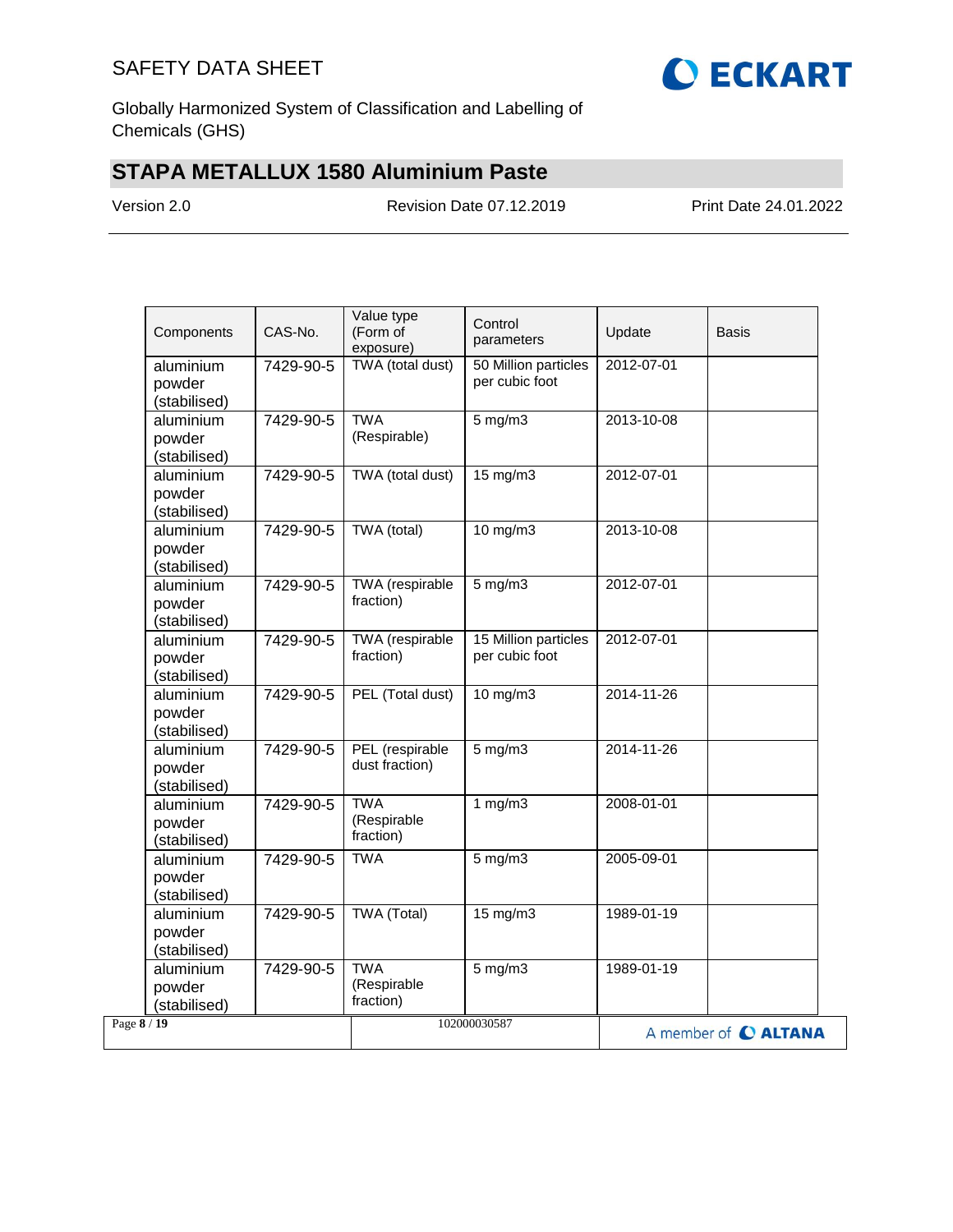| Components | CAS-No. | Value type (Form of exposure) | Control parameters | Update | Basis |
|---|---|---|---|---|---|
| aluminium powder (stabilised) | 7429-90-5 | TWA (total dust) | 50 Million particles per cubic foot | 2012-07-01 | |
| aluminium powder (stabilised) | 7429-90-5 | TWA (Respirable) | 5 mg/m3 | 2013-10-08 | |
| aluminium powder (stabilised) | 7429-90-5 | TWA (total dust) | 15 mg/m3 | 2012-07-01 | |
| aluminium powder (stabilised) | 7429-90-5 | TWA (total) | 10 mg/m3 | 2013-10-08 | |
| aluminium powder (stabilised) | 7429-90-5 | TWA (respirable fraction) | 5 mg/m3 | 2012-07-01 | |
| aluminium powder (stabilised) | 7429-90-5 | TWA (respirable fraction) | 15 Million particles per cubic foot | 2012-07-01 | |
| aluminium powder (stabilised) | 7429-90-5 | PEL (Total dust) | 10 mg/m3 | 2014-11-26 | |
| aluminium powder (stabilised) | 7429-90-5 | PEL (respirable dust fraction) | 5 mg/m3 | 2014-11-26 | |
| aluminium powder (stabilised) | 7429-90-5 | TWA (Respirable fraction) | 1 mg/m3 | 2008-01-01 | |
| aluminium powder (stabilised) | 7429-90-5 | TWA | 5 mg/m3 | 2005-09-01 | |
| aluminium powder (stabilised) | 7429-90-5 | TWA (Total) | 15 mg/m3 | 1989-01-19 | |
| aluminium powder (stabilised) | 7429-90-5 | TWA (Respirable fraction) | 5 mg/m3 | 1989-01-19 | |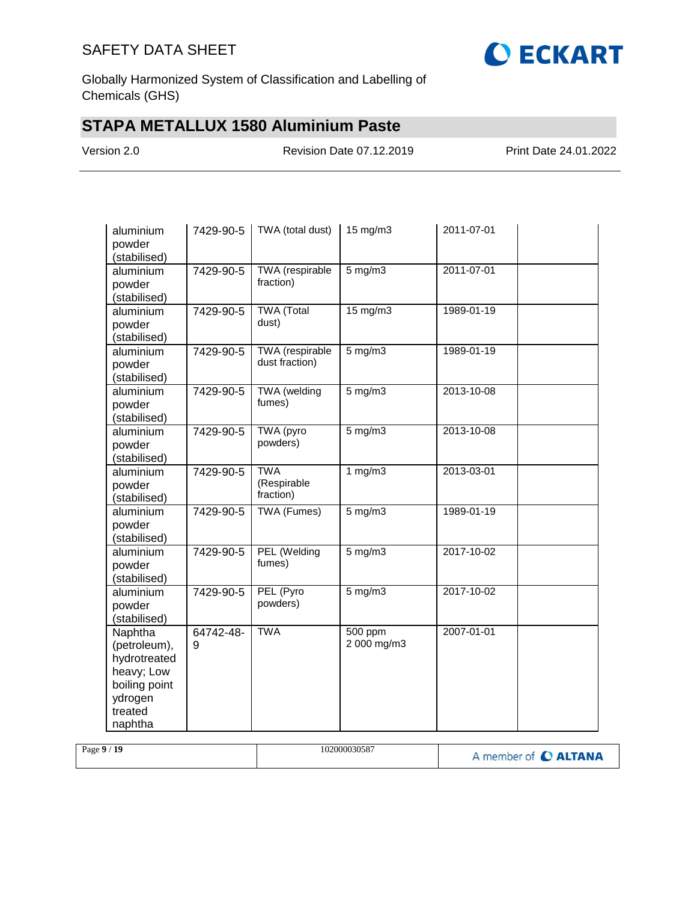| | | | | | |
|---|---|---|---|---|---|
| aluminium powder (stabilised) | 7429-90-5 | TWA (total dust) | 15 mg/m3 | 2011-07-01 | |
| aluminium powder (stabilised) | 7429-90-5 | TWA (respirable fraction) | 5 mg/m3 | 2011-07-01 | |
| aluminium powder (stabilised) | 7429-90-5 | TWA (Total dust) | 15 mg/m3 | 1989-01-19 | |
| aluminium powder (stabilised) | 7429-90-5 | TWA (respirable dust fraction) | 5 mg/m3 | 1989-01-19 | |
| aluminium powder (stabilised) | 7429-90-5 | TWA (welding fumes) | 5 mg/m3 | 2013-10-08 | |
| aluminium powder (stabilised) | 7429-90-5 | TWA (pyro powders) | 5 mg/m3 | 2013-10-08 | |
| aluminium powder (stabilised) | 7429-90-5 | TWA (Respirable fraction) | 1 mg/m3 | 2013-03-01 | |
| aluminium powder (stabilised) | 7429-90-5 | TWA (Fumes) | 5 mg/m3 | 1989-01-19 | |
| aluminium powder (stabilised) | 7429-90-5 | PEL (Welding fumes) | 5 mg/m3 | 2017-10-02 | |
| aluminium powder (stabilised) | 7429-90-5 | PEL (Pyro powders) | 5 mg/m3 | 2017-10-02 | |
| Naphtha (petroleum), hydrotreated heavy; Low boiling point ydrogen treated naphtha | 64742-48-9 | TWA | 500 ppm 2 000 mg/m3 | 2007-01-01 | |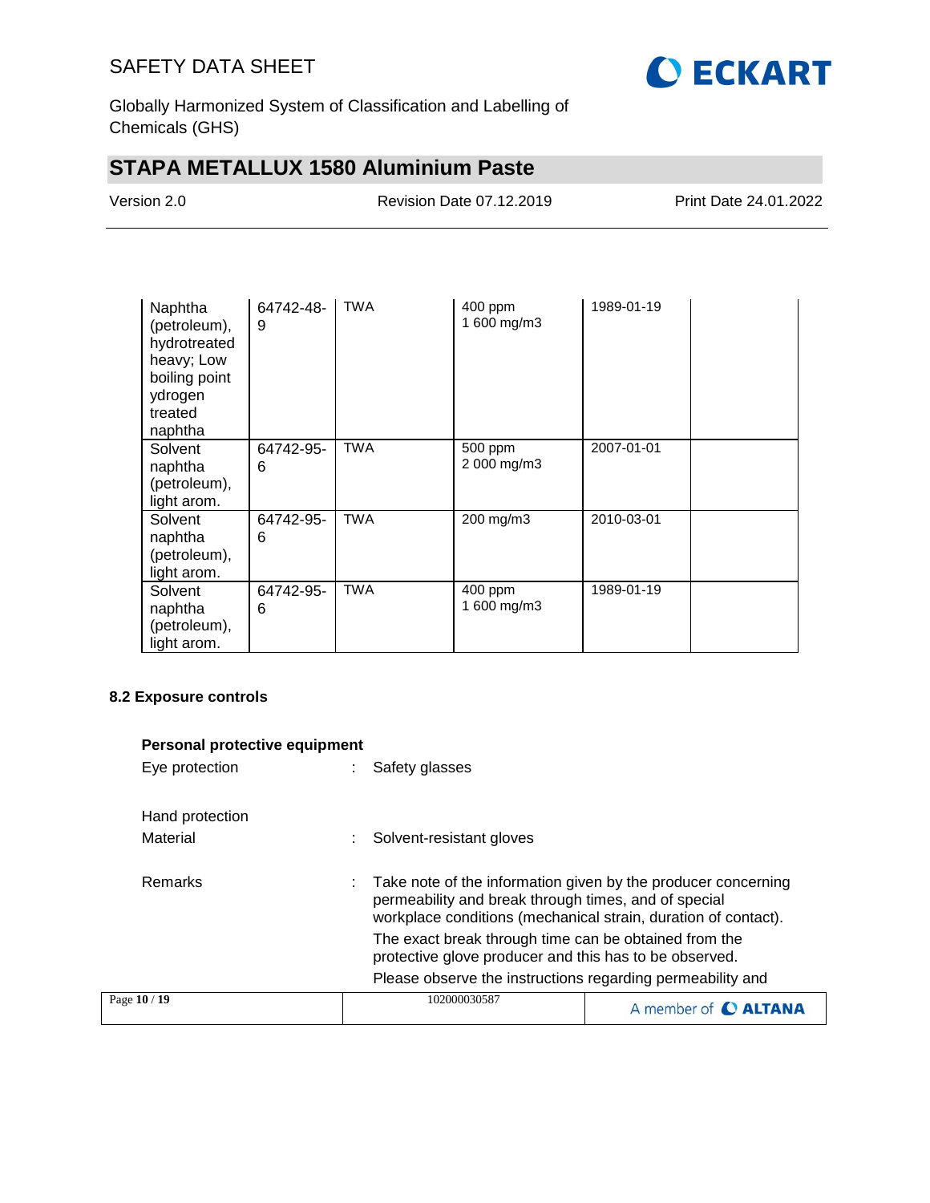| | | | | | |
|---|---|---|---|---|---|
| Naphtha (petroleum), hydrotreated heavy; Low boiling point ydrogen treated naphtha | 64742-48-9 | TWA | 400 ppm<br>1 600 mg/m3 | 1989-01-19 | |
| Solvent naphtha (petroleum), light arom. | 64742-95-6 | TWA | 500 ppm<br>2 000 mg/m3 | 2007-01-01 | |
| Solvent naphtha (petroleum), light arom. | 64742-95-6 | TWA | 200 mg/m3 | 2010-03-01 | |
| Solvent naphtha (petroleum), light arom. | 64742-95-6 | TWA | 400 ppm<br>1 600 mg/m3 | 1989-01-19 | |

**8.2 Exposure controls**

**Personal protective equipment**

Eye protection : Safety glasses

Hand protection

Material : Solvent-resistant gloves

Remarks : Take note of the information given by the producer concerning permeability and break through times, and of special workplace conditions (mechanical strain, duration of contact).

The exact break through time can be obtained from the protective glove producer and this has to be observed.

Please observe the instructions regarding permeability and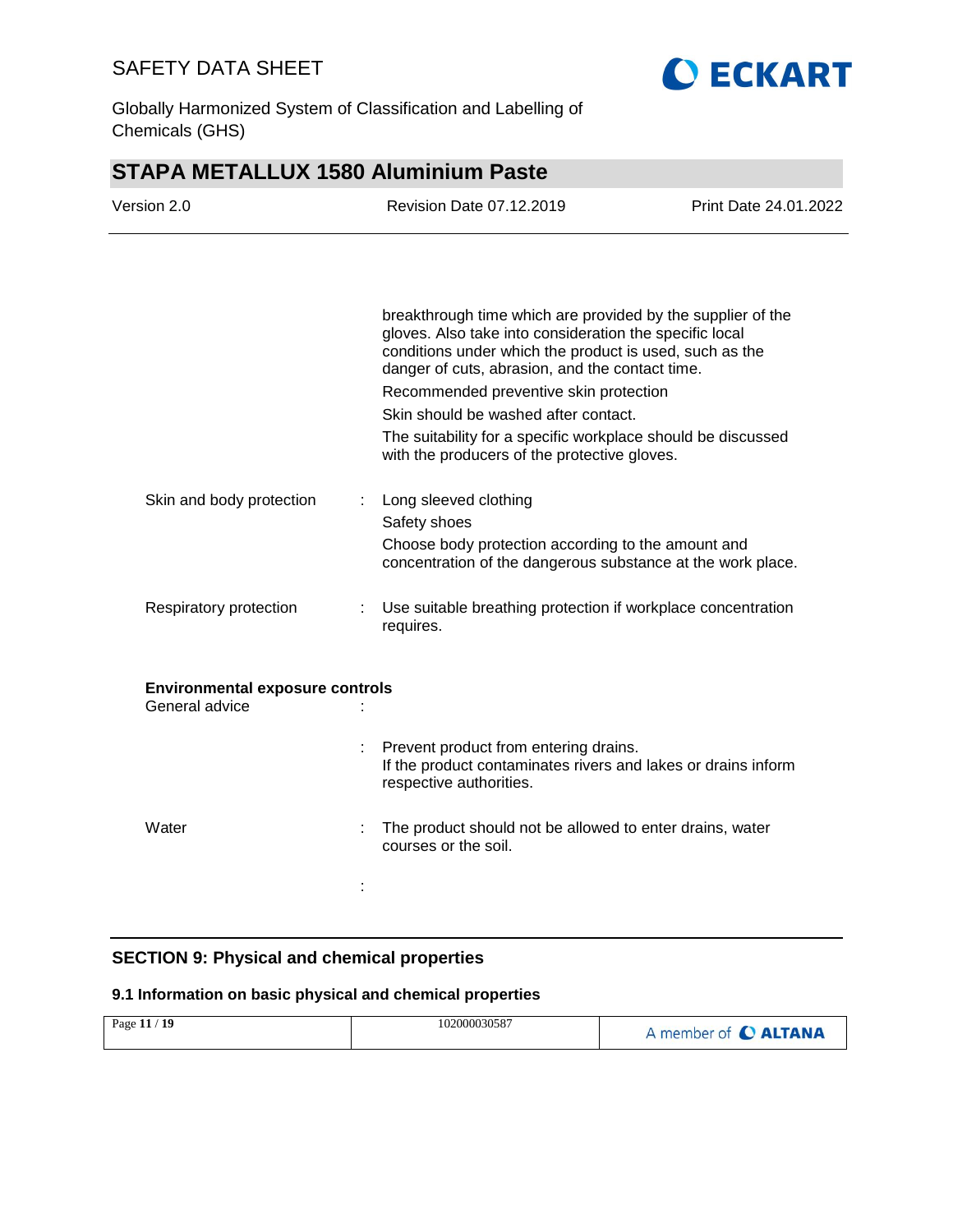breakthrough time which are provided by the supplier of the gloves. Also take into consideration the specific local conditions under which the product is used, such as the danger of cuts, abrasion, and the contact time.

Recommended preventive skin protection

Skin should be washed after contact.

The suitability for a specific workplace should be discussed with the producers of the protective gloves.

Skin and body protection : Long sleeved clothing

Safety shoes

Choose body protection according to the amount and concentration of the dangerous substance at the work place.

Respiratory protection : Use suitable breathing protection if workplace concentration requires.

**Environmental exposure controls**

General advice :

: Prevent product from entering drains.
If the product contaminates rivers and lakes or drains inform respective authorities.

Water : The product should not be allowed to enter drains, water courses or the soil.

:

## SECTION 9: Physical and chemical properties

### 9.1 Information on basic physical and chemical properties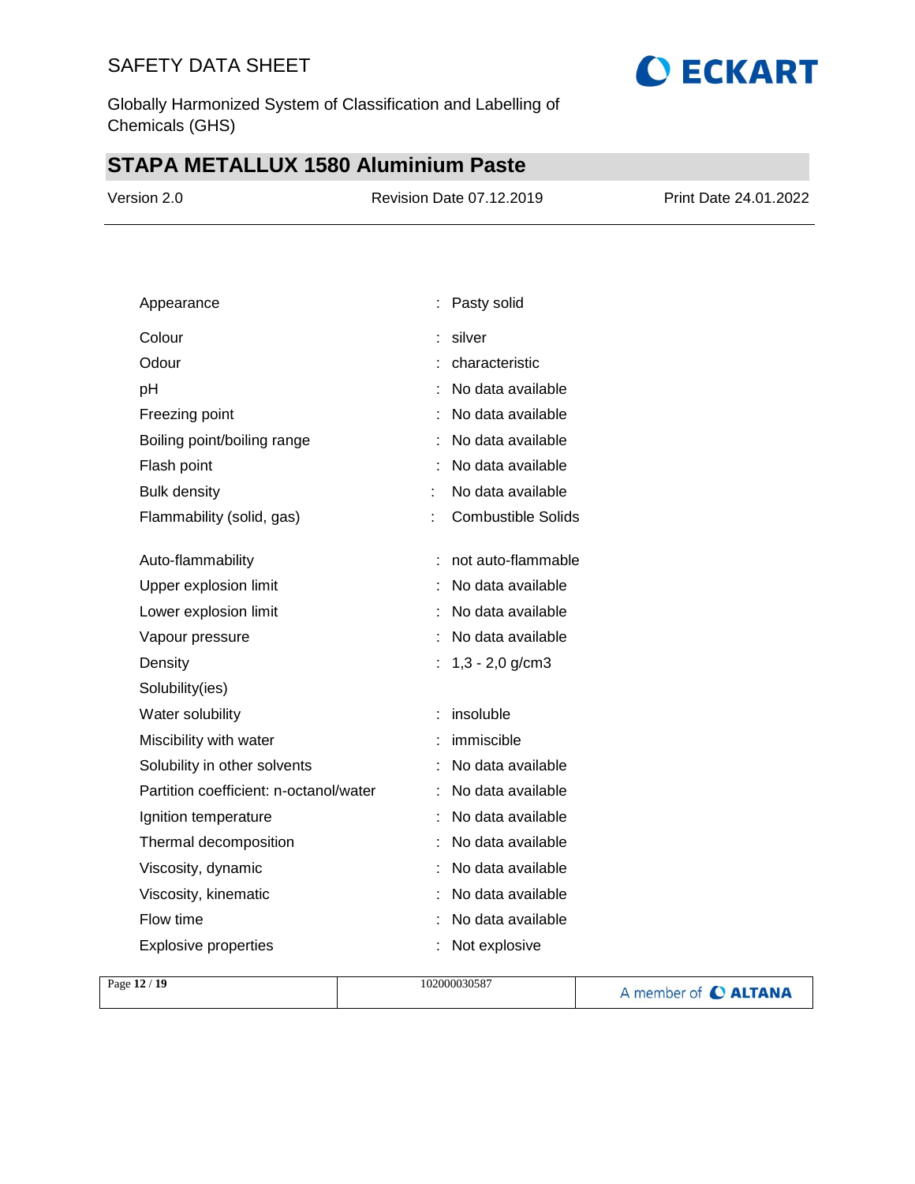| | | |
|---|---|---|
| Appearance | : | Pasty solid |
| Colour | : | silver |
| Odour | : | characteristic |
| pH | : | No data available |
| Freezing point | : | No data available |
| Boiling point/boiling range | : | No data available |
| Flash point | : | No data available |
| Bulk density | : | No data available |
| Flammability (solid, gas) | : | Combustible Solids |
| Auto-flammability | : | not auto-flammable |
| Upper explosion limit | : | No data available |
| Lower explosion limit | : | No data available |
| Vapour pressure | : | No data available |
| Density | : | 1,3 - 2,0 g/cm3 |
| Solubility(ies) | | |
| Water solubility | : | insoluble |
| Miscibility with water | : | immiscible |
| Solubility in other solvents | : | No data available |
| Partition coefficient: n-octanol/water | : | No data available |
| Ignition temperature | : | No data available |
| Thermal decomposition | : | No data available |
| Viscosity, dynamic | : | No data available |
| Viscosity, kinematic | : | No data available |
| Flow time | : | No data available |
| Explosive properties | : | Not explosive |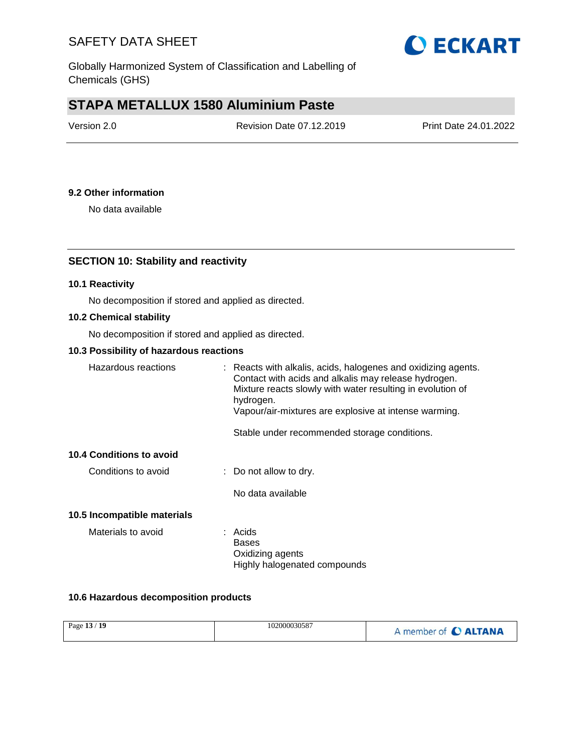### 9.2 Other information

No data available

## SECTION 10: Stability and reactivity

### 10.1 Reactivity

No decomposition if stored and applied as directed.

### 10.2 Chemical stability

No decomposition if stored and applied as directed.

### 10.3 Possibility of hazardous reactions

Hazardous reactions : Reacts with alkalis, acids, halogenes and oxidizing agents. Contact with acids and alkalis may release hydrogen. Mixture reacts slowly with water resulting in evolution of hydrogen. Vapour/air-mixtures are explosive at intense warming.

Stable under recommended storage conditions.

### 10.4 Conditions to avoid

Conditions to avoid : Do not allow to dry.

No data available

### 10.5 Incompatible materials

Materials to avoid : Acids
Bases
Oxidizing agents
Highly halogenated compounds

### 10.6 Hazardous decomposition products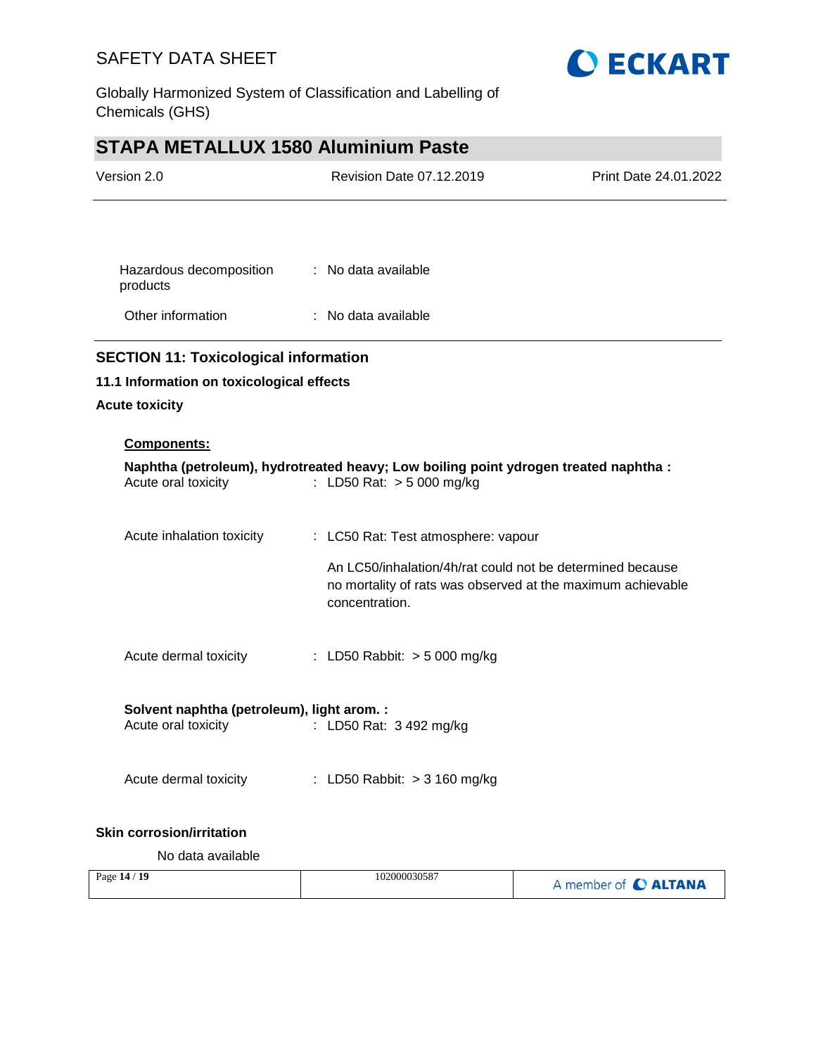Hazardous decomposition products : No data available

Other information : No data available

## SECTION 11: Toxicological information

### 11.1 Information on toxicological effects

**Acute toxicity**

**Components:**

**Naphtha (petroleum), hydrotreated heavy; Low boiling point ydrogen treated naphtha :**

Acute oral toxicity : LD50 Rat: > 5 000 mg/kg

Acute inhalation toxicity : LC50 Rat: Test atmosphere: vapour

An LC50/inhalation/4h/rat could not be determined because no mortality of rats was observed at the maximum achievable concentration.

Acute dermal toxicity : LD50 Rabbit: > 5 000 mg/kg

**Solvent naphtha (petroleum), light arom. :**

Acute oral toxicity : LD50 Rat: 3 492 mg/kg

Acute dermal toxicity : LD50 Rabbit: > 3 160 mg/kg

**Skin corrosion/irritation**

No data available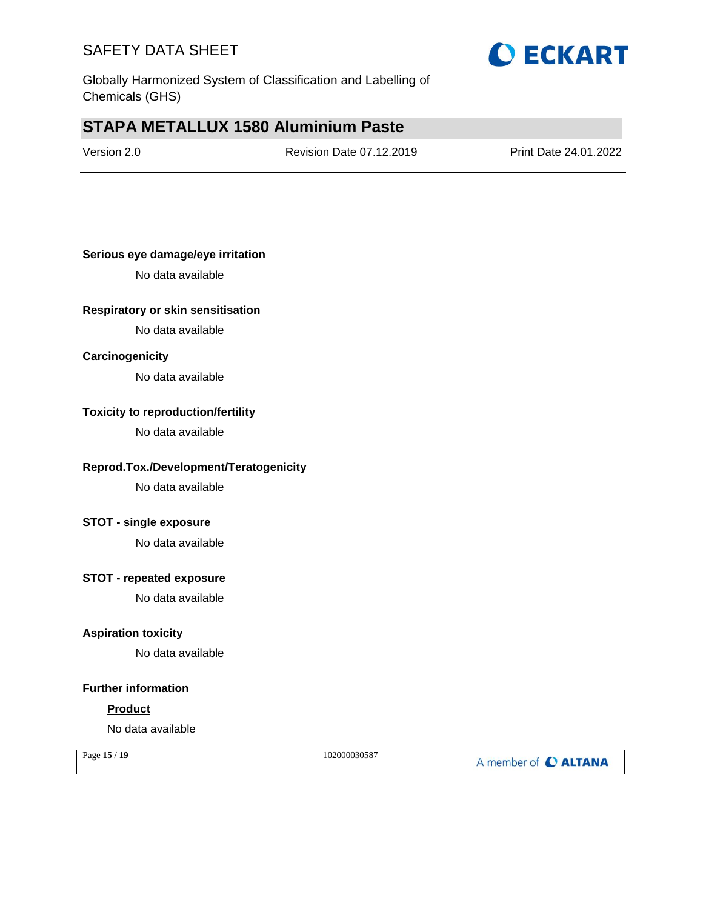**Serious eye damage/eye irritation**

No data available

**Respiratory or skin sensitisation**

No data available

**Carcinogenicity**

No data available

**Toxicity to reproduction/fertility**

No data available

**Reprod.Tox./Development/Teratogenicity**

No data available

**STOT - single exposure**

No data available

**STOT - repeated exposure**

No data available

**Aspiration toxicity**

No data available

**Further information**

**Product**

No data available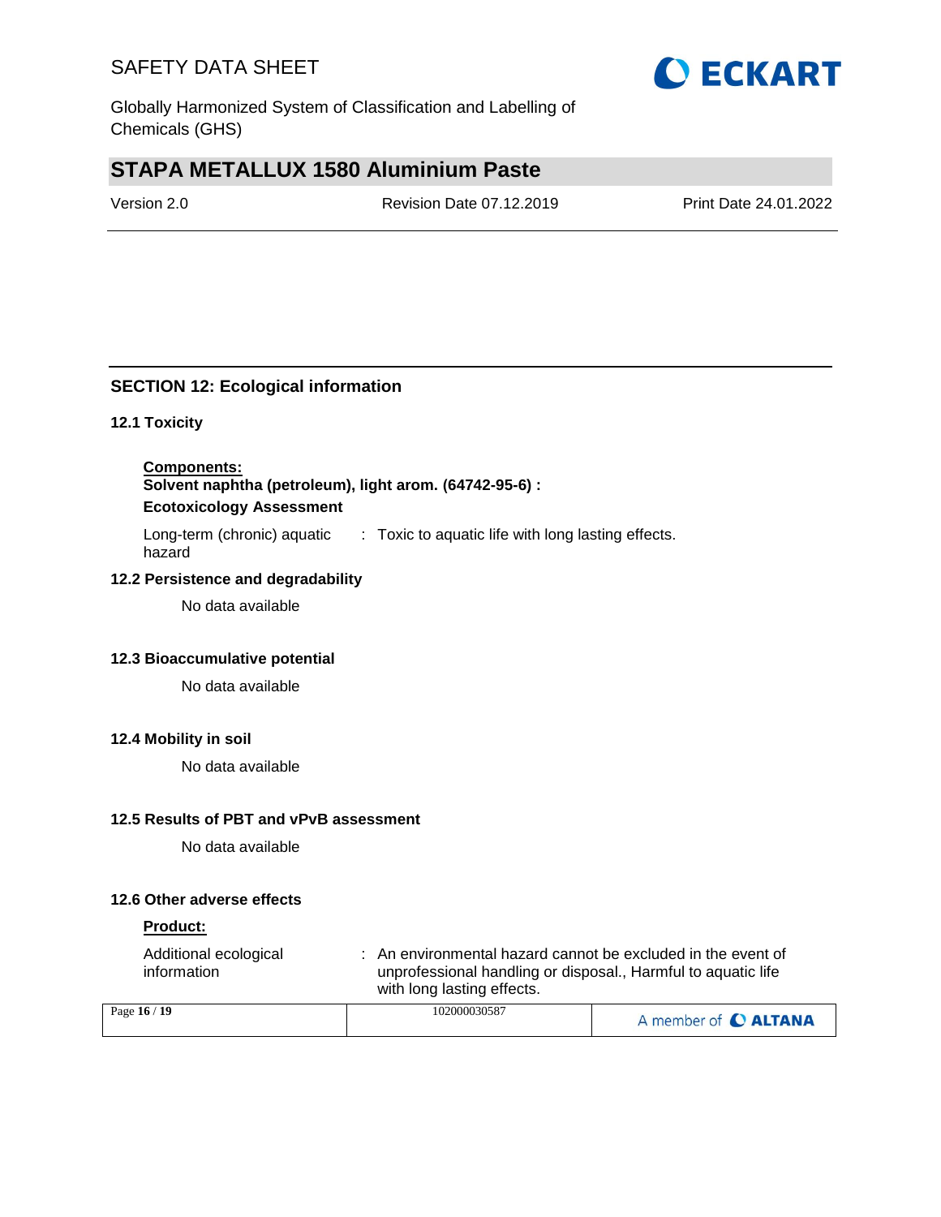## SECTION 12: Ecological information

### 12.1 Toxicity

**Components:**

**Solvent naphtha (petroleum), light arom. (64742-95-6) :**

**Ecotoxicology Assessment**

Long-term (chronic) aquatic hazard : Toxic to aquatic life with long lasting effects.

### 12.2 Persistence and degradability

No data available

### 12.3 Bioaccumulative potential

No data available

### 12.4 Mobility in soil

No data available

### 12.5 Results of PBT and vPvB assessment

No data available

### 12.6 Other adverse effects

**Product:**

Additional ecological information : An environmental hazard cannot be excluded in the event of unprofessional handling or disposal., Harmful to aquatic life with long lasting effects.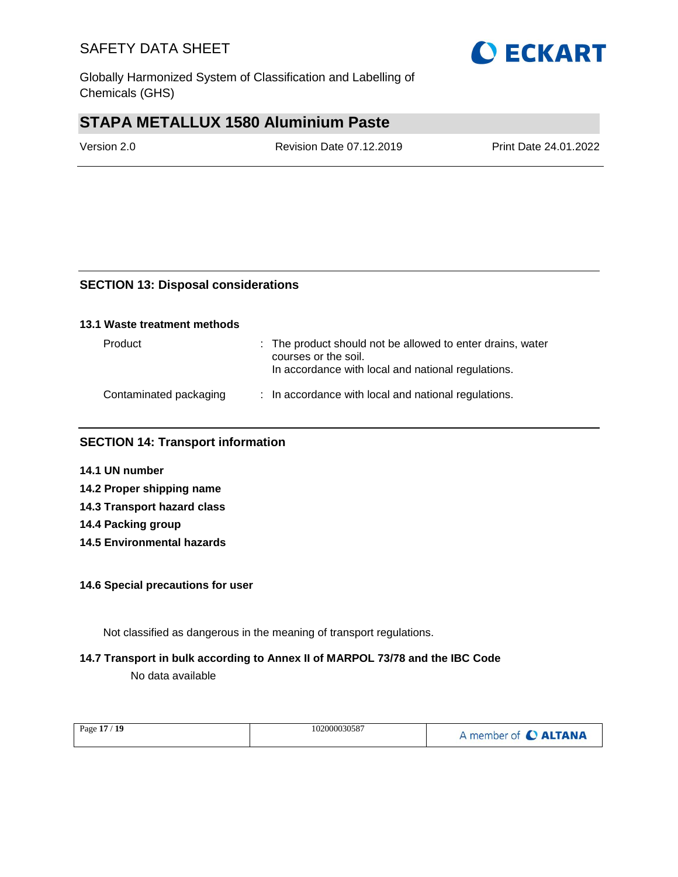## SECTION 13: Disposal considerations

### 13.1 Waste treatment methods

| | |
|---|---|
| Product | : The product should not be allowed to enter drains, water courses or the soil.<br>In accordance with local and national regulations. |
| Contaminated packaging | : In accordance with local and national regulations. |

## SECTION 14: Transport information

**14.1 UN number**

**14.2 Proper shipping name**

**14.3 Transport hazard class**

**14.4 Packing group**

**14.5 Environmental hazards**

**14.6 Special precautions for user**

Not classified as dangerous in the meaning of transport regulations.

**14.7 Transport in bulk according to Annex II of MARPOL 73/78 and the IBC Code**

No data available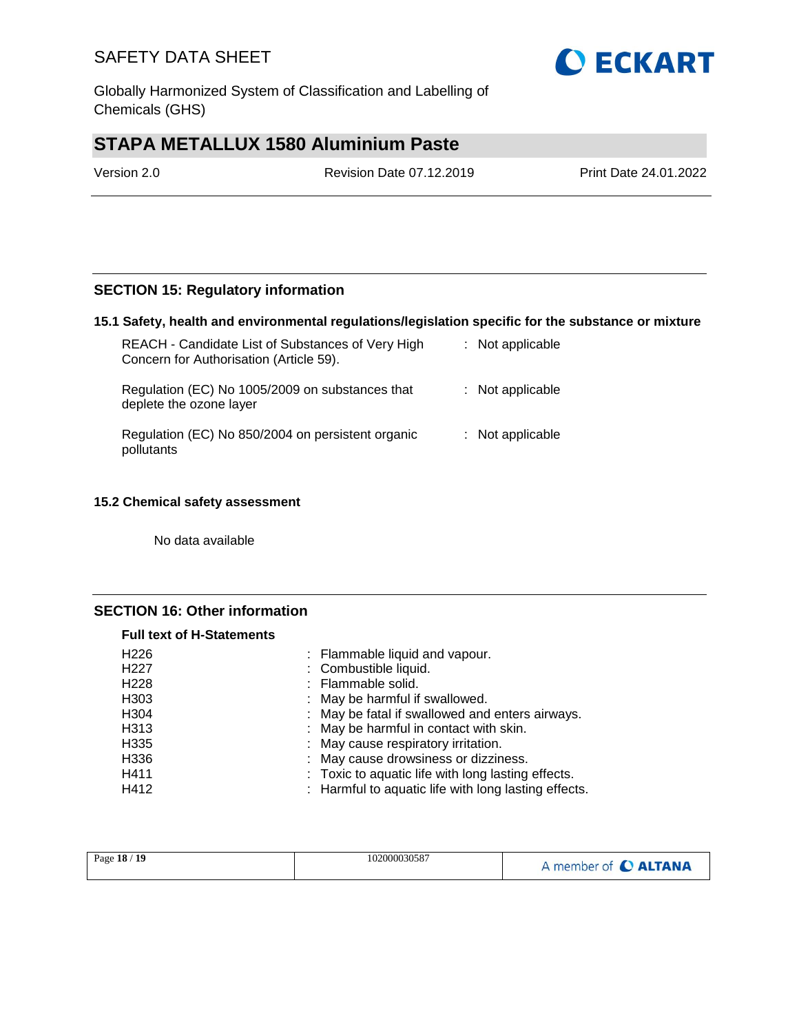## SECTION 15: Regulatory information

### 15.1 Safety, health and environmental regulations/legislation specific for the substance or mixture

| | |
|---|---|
| REACH - Candidate List of Substances of Very High Concern for Authorisation (Article 59). | : Not applicable |
| Regulation (EC) No 1005/2009 on substances that deplete the ozone layer | : Not applicable |
| Regulation (EC) No 850/2004 on persistent organic pollutants | : Not applicable |

### 15.2 Chemical safety assessment

No data available

## SECTION 16: Other information

**Full text of H-Statements**

| | |
|---|---|
| H226 | : Flammable liquid and vapour. |
| H227 | : Combustible liquid. |
| H228 | : Flammable solid. |
| H303 | : May be harmful if swallowed. |
| H304 | : May be fatal if swallowed and enters airways. |
| H313 | : May be harmful in contact with skin. |
| H335 | : May cause respiratory irritation. |
| H336 | : May cause drowsiness or dizziness. |
| H411 | : Toxic to aquatic life with long lasting effects. |
| H412 | : Harmful to aquatic life with long lasting effects. |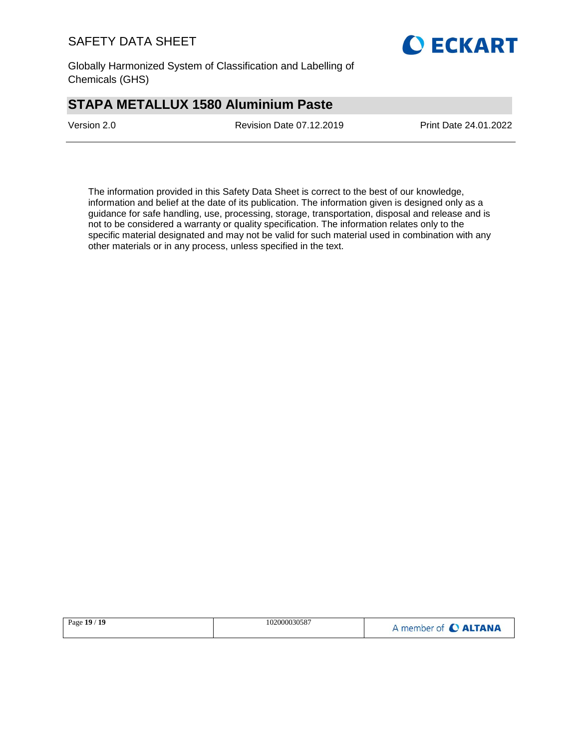The information provided in this Safety Data Sheet is correct to the best of our knowledge, information and belief at the date of its publication. The information given is designed only as a guidance for safe handling, use, processing, storage, transportation, disposal and release and is not to be considered a warranty or quality specification. The information relates only to the specific material designated and may not be valid for such material used in combination with any other materials or in any process, unless specified in the text.